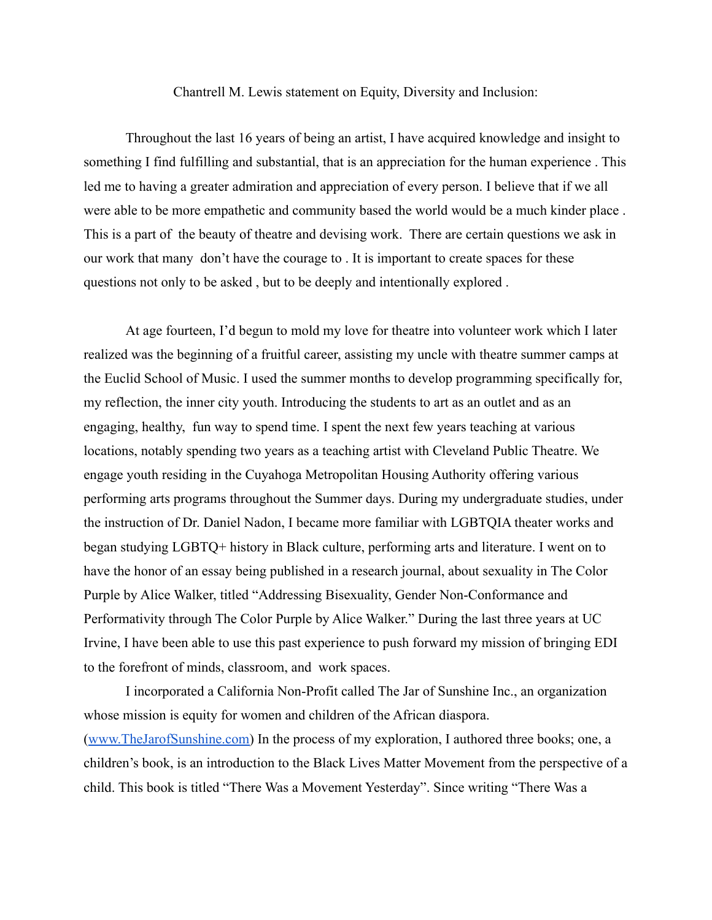Chantrell M. Lewis statement on Equity, Diversity and Inclusion:

Throughout the last 16 years of being an artist, I have acquired knowledge and insight to something I find fulfilling and substantial, that is an appreciation for the human experience . This led me to having a greater admiration and appreciation of every person. I believe that if we all were able to be more empathetic and community based the world would be a much kinder place . This is a part of the beauty of theatre and devising work. There are certain questions we ask in our work that many don't have the courage to . It is important to create spaces for these questions not only to be asked , but to be deeply and intentionally explored .

At age fourteen, I'd begun to mold my love for theatre into volunteer work which I later realized was the beginning of a fruitful career, assisting my uncle with theatre summer camps at the Euclid School of Music. I used the summer months to develop programming specifically for, my reflection, the inner city youth. Introducing the students to art as an outlet and as an engaging, healthy, fun way to spend time. I spent the next few years teaching at various locations, notably spending two years as a teaching artist with Cleveland Public Theatre. We engage youth residing in the Cuyahoga Metropolitan Housing Authority offering various performing arts programs throughout the Summer days. During my undergraduate studies, under the instruction of Dr. Daniel Nadon, I became more familiar with LGBTQIA theater works and began studying LGBTQ+ history in Black culture, performing arts and literature. I went on to have the honor of an essay being published in a research journal, about sexuality in The Color Purple by Alice Walker, titled "Addressing Bisexuality, Gender Non-Conformance and Performativity through The Color Purple by Alice Walker." During the last three years at UC Irvine, I have been able to use this past experience to push forward my mission of bringing EDI to the forefront of minds, classroom, and work spaces.

I incorporated a California Non-Profit called The Jar of Sunshine Inc., an organization whose mission is equity for women and children of the African diaspora. ([www.TheJarofSunshine.com](www.TheJarofSunshine.com)) In the process of my exploration, I authored three books; one, a children's book, is an introduction to the Black Lives Matter Movement from the perspective of a child. This book is titled "There Was a Movement Yesterday". Since writing "There Was a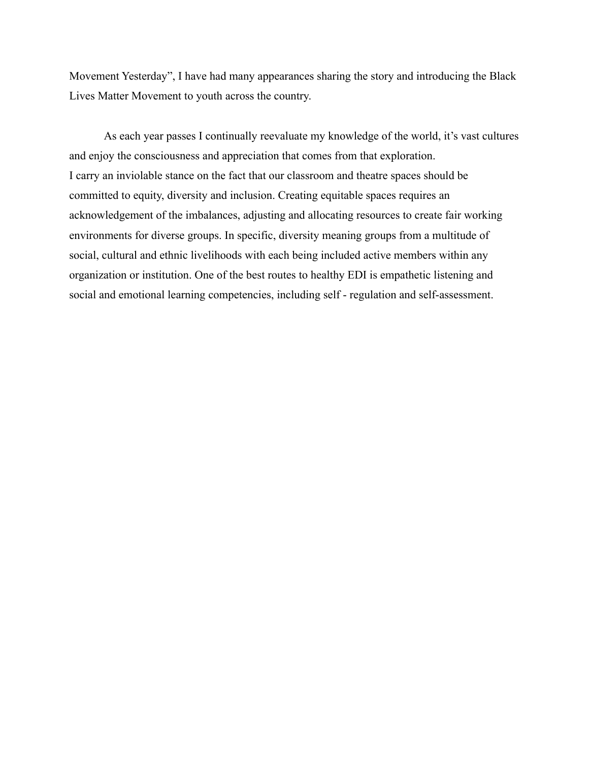Movement Yesterday", I have had many appearances sharing the story and introducing the Black Lives Matter Movement to youth across the country.

As each year passes I continually reevaluate my knowledge of the world, it's vast cultures and enjoy the consciousness and appreciation that comes from that exploration.
I carry an inviolable stance on the fact that our classroom and theatre spaces should be committed to equity, diversity and inclusion. Creating equitable spaces requires an acknowledgement of the imbalances, adjusting and allocating resources to create fair working environments for diverse groups. In specific, diversity meaning groups from a multitude of social, cultural and ethnic livelihoods with each being included active members within any organization or institution. One of the best routes to healthy EDI is empathetic listening and social and emotional learning competencies, including self - regulation and self-assessment.